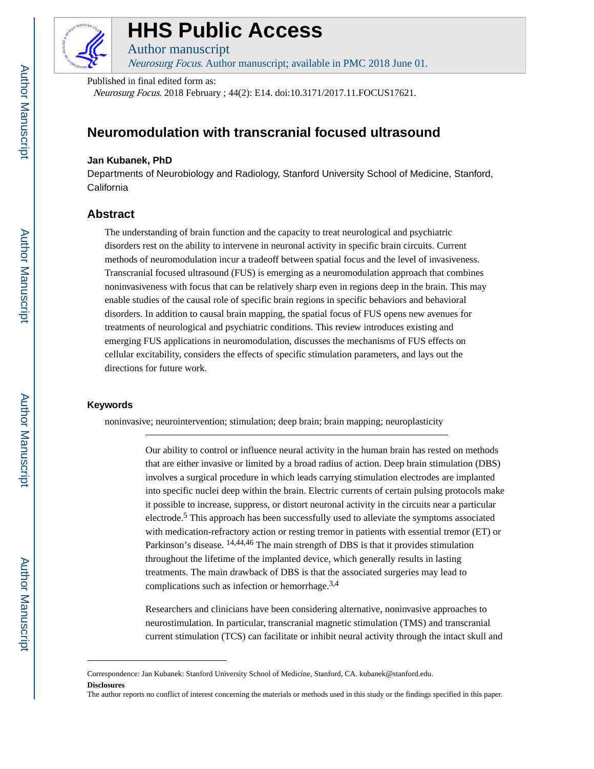# HHS Public Access

Author manuscript

*Neurosurg Focus*. Author manuscript; available in PMC 2018 June 01.

Published in final edited form as:

*Neurosurg Focus*. 2018 February ; 44(2): E14. doi:10.3171/2017.11.FOCUS17621.

# Neuromodulation with transcranial focused ultrasound

**Jan Kubanek, PhD**

Departments of Neurobiology and Radiology, Stanford University School of Medicine, Stanford, California

## Abstract

The understanding of brain function and the capacity to treat neurological and psychiatric disorders rest on the ability to intervene in neuronal activity in specific brain circuits. Current methods of neuromodulation incur a tradeoff between spatial focus and the level of invasiveness. Transcranial focused ultrasound (FUS) is emerging as a neuromodulation approach that combines noninvasiveness with focus that can be relatively sharp even in regions deep in the brain. This may enable studies of the causal role of specific brain regions in specific behaviors and behavioral disorders. In addition to causal brain mapping, the spatial focus of FUS opens new avenues for treatments of neurological and psychiatric conditions. This review introduces existing and emerging FUS applications in neuromodulation, discusses the mechanisms of FUS effects on cellular excitability, considers the effects of specific stimulation parameters, and lays out the directions for future work.

### Keywords

noninvasive; neurointervention; stimulation; deep brain; brain mapping; neuroplasticity

Our ability to control or influence neural activity in the human brain has rested on methods that are either invasive or limited by a broad radius of action. Deep brain stimulation (DBS) involves a surgical procedure in which leads carrying stimulation electrodes are implanted into specific nuclei deep within the brain. Electric currents of certain pulsing protocols make it possible to increase, suppress, or distort neuronal activity in the circuits near a particular electrode.[5] This approach has been successfully used to alleviate the symptoms associated with medication-refractory action or resting tremor in patients with essential tremor (ET) or Parkinson's disease. [14,44,46] The main strength of DBS is that it provides stimulation throughout the lifetime of the implanted device, which generally results in lasting treatments. The main drawback of DBS is that the associated surgeries may lead to complications such as infection or hemorrhage.[3,4]

Researchers and clinicians have been considering alternative, noninvasive approaches to neurostimulation. In particular, transcranial magnetic stimulation (TMS) and transcranial current stimulation (TCS) can facilitate or inhibit neural activity through the intact skull and

Correspondence: Jan Kubanek: Stanford University School of Medicine, Stanford, CA. kubanek@stanford.edu.

**Disclosures**

The author reports no conflict of interest concerning the materials or methods used in this study or the findings specified in this paper.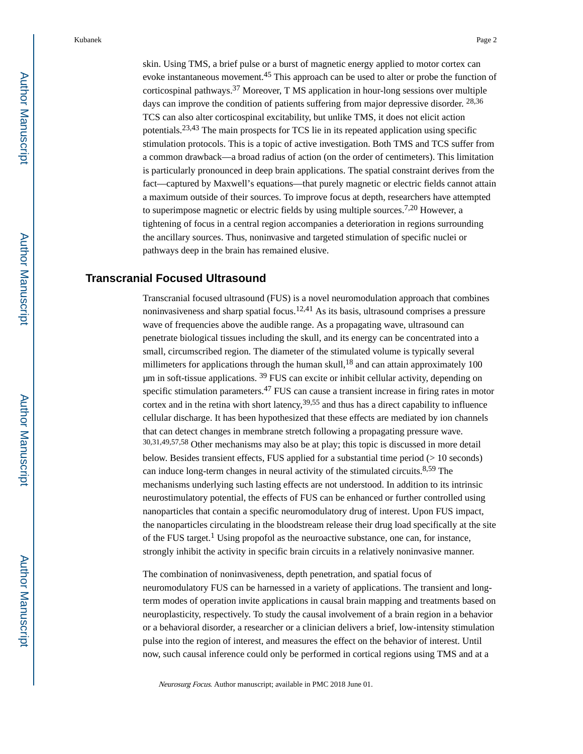skin. Using TMS, a brief pulse or a burst of magnetic energy applied to motor cortex can evoke instantaneous movement.[45] This approach can be used to alter or probe the function of corticospinal pathways.[37] Moreover, T MS application in hour-long sessions over multiple days can improve the condition of patients suffering from major depressive disorder. [28,36] TCS can also alter corticospinal excitability, but unlike TMS, it does not elicit action potentials.[23,43] The main prospects for TCS lie in its repeated application using specific stimulation protocols. This is a topic of active investigation. Both TMS and TCS suffer from a common drawback—a broad radius of action (on the order of centimeters). This limitation is particularly pronounced in deep brain applications. The spatial constraint derives from the fact—captured by Maxwell's equations—that purely magnetic or electric fields cannot attain a maximum outside of their sources. To improve focus at depth, researchers have attempted to superimpose magnetic or electric fields by using multiple sources.[7,20] However, a tightening of focus in a central region accompanies a deterioration in regions surrounding the ancillary sources. Thus, noninvasive and targeted stimulation of specific nuclei or pathways deep in the brain has remained elusive.

## Transcranial Focused Ultrasound

Transcranial focused ultrasound (FUS) is a novel neuromodulation approach that combines noninvasiveness and sharp spatial focus.[12,41] As its basis, ultrasound comprises a pressure wave of frequencies above the audible range. As a propagating wave, ultrasound can penetrate biological tissues including the skull, and its energy can be concentrated into a small, circumscribed region. The diameter of the stimulated volume is typically several millimeters for applications through the human skull,[18] and can attain approximately 100 μm in soft-tissue applications. [39] FUS can excite or inhibit cellular activity, depending on specific stimulation parameters.[47] FUS can cause a transient increase in firing rates in motor cortex and in the retina with short latency,[39,55] and thus has a direct capability to influence cellular discharge. It has been hypothesized that these effects are mediated by ion channels that can detect changes in membrane stretch following a propagating pressure wave. [30,31,49,57,58] Other mechanisms may also be at play; this topic is discussed in more detail below. Besides transient effects, FUS applied for a substantial time period (> 10 seconds) can induce long-term changes in neural activity of the stimulated circuits.[8,59] The mechanisms underlying such lasting effects are not understood. In addition to its intrinsic neurostimulatory potential, the effects of FUS can be enhanced or further controlled using nanoparticles that contain a specific neuromodulatory drug of interest. Upon FUS impact, the nanoparticles circulating in the bloodstream release their drug load specifically at the site of the FUS target.[1] Using propofol as the neuroactive substance, one can, for instance, strongly inhibit the activity in specific brain circuits in a relatively noninvasive manner.

The combination of noninvasiveness, depth penetration, and spatial focus of neuromodulatory FUS can be harnessed in a variety of applications. The transient and long-term modes of operation invite applications in causal brain mapping and treatments based on neuroplasticity, respectively. To study the causal involvement of a brain region in a behavior or a behavioral disorder, a researcher or a clinician delivers a brief, low-intensity stimulation pulse into the region of interest, and measures the effect on the behavior of interest. Until now, such causal inference could only be performed in cortical regions using TMS and at a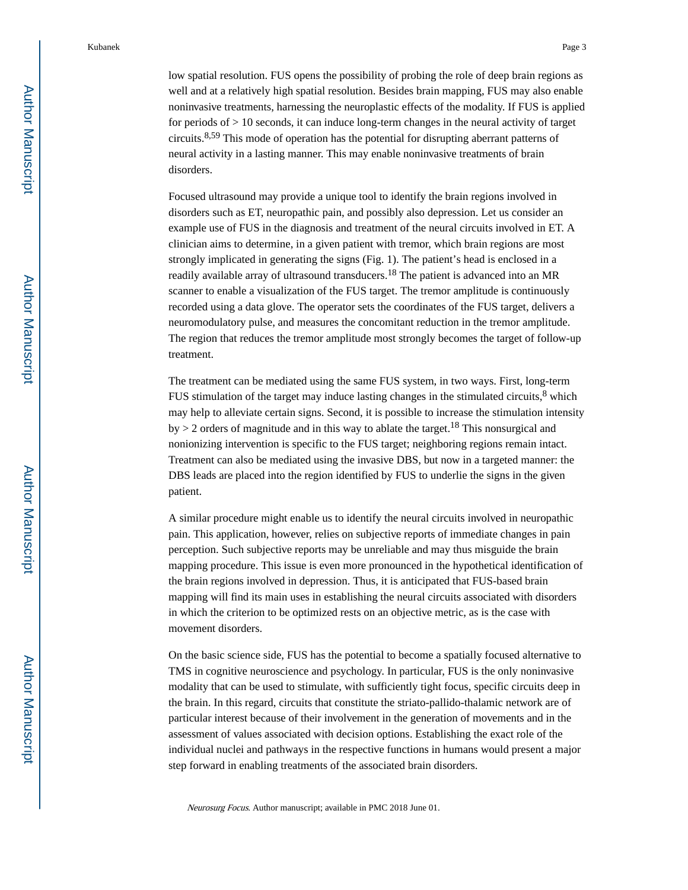low spatial resolution. FUS opens the possibility of probing the role of deep brain regions as well and at a relatively high spatial resolution. Besides brain mapping, FUS may also enable noninvasive treatments, harnessing the neuroplastic effects of the modality. If FUS is applied for periods of > 10 seconds, it can induce long-term changes in the neural activity of target circuits.[8,59] This mode of operation has the potential for disrupting aberrant patterns of neural activity in a lasting manner. This may enable noninvasive treatments of brain disorders.

Focused ultrasound may provide a unique tool to identify the brain regions involved in disorders such as ET, neuropathic pain, and possibly also depression. Let us consider an example use of FUS in the diagnosis and treatment of the neural circuits involved in ET. A clinician aims to determine, in a given patient with tremor, which brain regions are most strongly implicated in generating the signs (Fig. 1). The patient's head is enclosed in a readily available array of ultrasound transducers.[18] The patient is advanced into an MR scanner to enable a visualization of the FUS target. The tremor amplitude is continuously recorded using a data glove. The operator sets the coordinates of the FUS target, delivers a neuromodulatory pulse, and measures the concomitant reduction in the tremor amplitude. The region that reduces the tremor amplitude most strongly becomes the target of follow-up treatment.

The treatment can be mediated using the same FUS system, in two ways. First, long-term FUS stimulation of the target may induce lasting changes in the stimulated circuits,[8] which may help to alleviate certain signs. Second, it is possible to increase the stimulation intensity by > 2 orders of magnitude and in this way to ablate the target.[18] This nonsurgical and nonionizing intervention is specific to the FUS target; neighboring regions remain intact. Treatment can also be mediated using the invasive DBS, but now in a targeted manner: the DBS leads are placed into the region identified by FUS to underlie the signs in the given patient.

A similar procedure might enable us to identify the neural circuits involved in neuropathic pain. This application, however, relies on subjective reports of immediate changes in pain perception. Such subjective reports may be unreliable and may thus misguide the brain mapping procedure. This issue is even more pronounced in the hypothetical identification of the brain regions involved in depression. Thus, it is anticipated that FUS-based brain mapping will find its main uses in establishing the neural circuits associated with disorders in which the criterion to be optimized rests on an objective metric, as is the case with movement disorders.

On the basic science side, FUS has the potential to become a spatially focused alternative to TMS in cognitive neuroscience and psychology. In particular, FUS is the only noninvasive modality that can be used to stimulate, with sufficiently tight focus, specific circuits deep in the brain. In this regard, circuits that constitute the striato-pallido-thalamic network are of particular interest because of their involvement in the generation of movements and in the assessment of values associated with decision options. Establishing the exact role of the individual nuclei and pathways in the respective functions in humans would present a major step forward in enabling treatments of the associated brain disorders.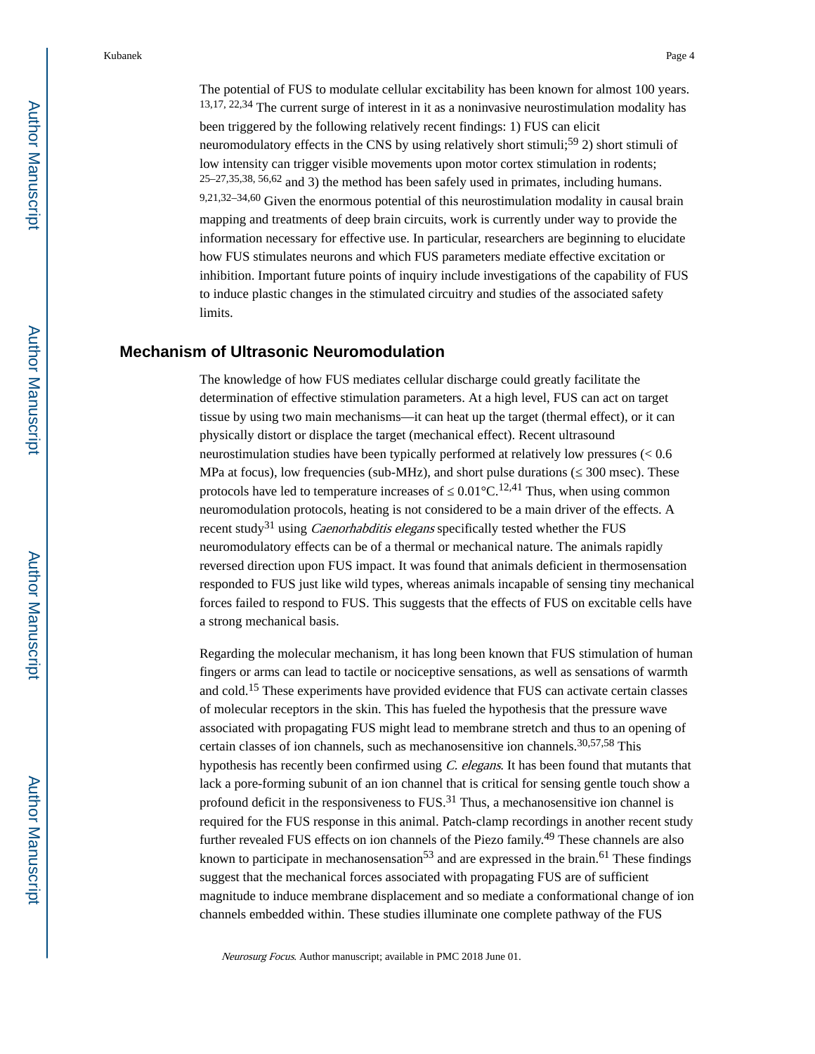The potential of FUS to modulate cellular excitability has been known for almost 100 years.[13,17, 22,34] The current surge of interest in it as a noninvasive neurostimulation modality has been triggered by the following relatively recent findings: 1) FUS can elicit neuromodulatory effects in the CNS by using relatively short stimuli;[59] 2) short stimuli of low intensity can trigger visible movements upon motor cortex stimulation in rodents;[25–27,35,38, 56,62] and 3) the method has been safely used in primates, including humans.[9,21,32–34,60] Given the enormous potential of this neurostimulation modality in causal brain mapping and treatments of deep brain circuits, work is currently under way to provide the information necessary for effective use. In particular, researchers are beginning to elucidate how FUS stimulates neurons and which FUS parameters mediate effective excitation or inhibition. Important future points of inquiry include investigations of the capability of FUS to induce plastic changes in the stimulated circuitry and studies of the associated safety limits.

## Mechanism of Ultrasonic Neuromodulation

The knowledge of how FUS mediates cellular discharge could greatly facilitate the determination of effective stimulation parameters. At a high level, FUS can act on target tissue by using two main mechanisms—it can heat up the target (thermal effect), or it can physically distort or displace the target (mechanical effect). Recent ultrasound neurostimulation studies have been typically performed at relatively low pressures (< 0.6 MPa at focus), low frequencies (sub-MHz), and short pulse durations (≤ 300 msec). These protocols have led to temperature increases of ≤ 0.01°C.[12,41] Thus, when using common neuromodulation protocols, heating is not considered to be a main driver of the effects. A recent study[31] using *Caenorhabditis elegans* specifically tested whether the FUS neuromodulatory effects can be of a thermal or mechanical nature. The animals rapidly reversed direction upon FUS impact. It was found that animals deficient in thermosensation responded to FUS just like wild types, whereas animals incapable of sensing tiny mechanical forces failed to respond to FUS. This suggests that the effects of FUS on excitable cells have a strong mechanical basis.

Regarding the molecular mechanism, it has long been known that FUS stimulation of human fingers or arms can lead to tactile or nociceptive sensations, as well as sensations of warmth and cold.[15] These experiments have provided evidence that FUS can activate certain classes of molecular receptors in the skin. This has fueled the hypothesis that the pressure wave associated with propagating FUS might lead to membrane stretch and thus to an opening of certain classes of ion channels, such as mechanosensitive ion channels.[30,57,58] This hypothesis has recently been confirmed using *C. elegans*. It has been found that mutants that lack a pore-forming subunit of an ion channel that is critical for sensing gentle touch show a profound deficit in the responsiveness to FUS.[31] Thus, a mechanosensitive ion channel is required for the FUS response in this animal. Patch-clamp recordings in another recent study further revealed FUS effects on ion channels of the Piezo family.[49] These channels are also known to participate in mechanosensation[53] and are expressed in the brain.[61] These findings suggest that the mechanical forces associated with propagating FUS are of sufficient magnitude to induce membrane displacement and so mediate a conformational change of ion channels embedded within. These studies illuminate one complete pathway of the FUS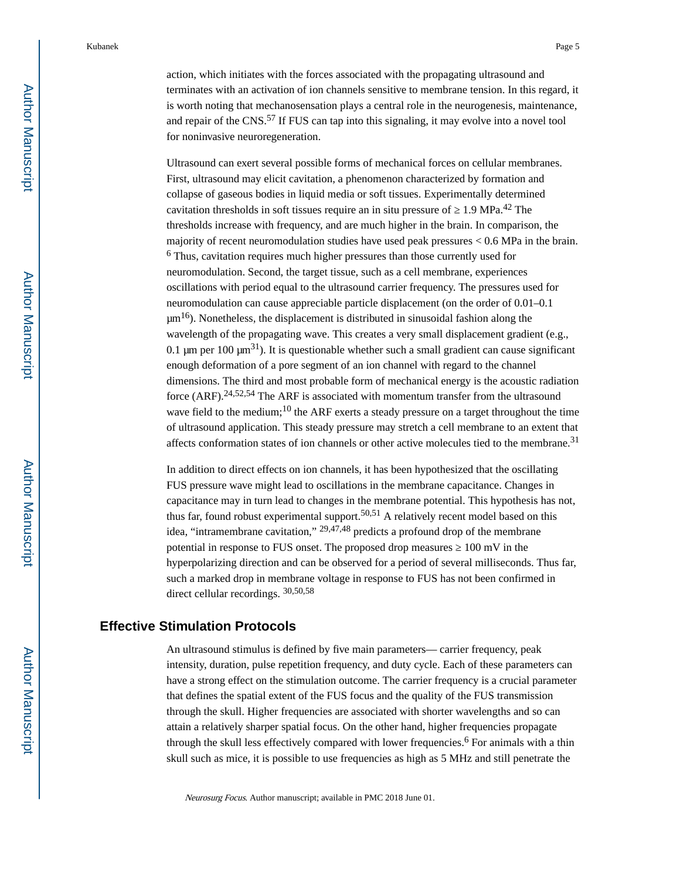action, which initiates with the forces associated with the propagating ultrasound and terminates with an activation of ion channels sensitive to membrane tension. In this regard, it is worth noting that mechanosensation plays a central role in the neurogenesis, maintenance, and repair of the CNS.[57] If FUS can tap into this signaling, it may evolve into a novel tool for noninvasive neuroregeneration.

Ultrasound can exert several possible forms of mechanical forces on cellular membranes. First, ultrasound may elicit cavitation, a phenomenon characterized by formation and collapse of gaseous bodies in liquid media or soft tissues. Experimentally determined cavitation thresholds in soft tissues require an in situ pressure of ≥ 1.9 MPa.[42] The thresholds increase with frequency, and are much higher in the brain. In comparison, the majority of recent neuromodulation studies have used peak pressures < 0.6 MPa in the brain.[6] Thus, cavitation requires much higher pressures than those currently used for neuromodulation. Second, the target tissue, such as a cell membrane, experiences oscillations with period equal to the ultrasound carrier frequency. The pressures used for neuromodulation can cause appreciable particle displacement (on the order of 0.01–0.1 μm[16]). Nonetheless, the displacement is distributed in sinusoidal fashion along the wavelength of the propagating wave. This creates a very small displacement gradient (e.g., 0.1 μm per 100 μm[31]). It is questionable whether such a small gradient can cause significant enough deformation of a pore segment of an ion channel with regard to the channel dimensions. The third and most probable form of mechanical energy is the acoustic radiation force (ARF).[24,52,54] The ARF is associated with momentum transfer from the ultrasound wave field to the medium;[10] the ARF exerts a steady pressure on a target throughout the time of ultrasound application. This steady pressure may stretch a cell membrane to an extent that affects conformation states of ion channels or other active molecules tied to the membrane.[31]

In addition to direct effects on ion channels, it has been hypothesized that the oscillating FUS pressure wave might lead to oscillations in the membrane capacitance. Changes in capacitance may in turn lead to changes in the membrane potential. This hypothesis has not, thus far, found robust experimental support.[50,51] A relatively recent model based on this idea, "intramembrane cavitation," [29,47,48] predicts a profound drop of the membrane potential in response to FUS onset. The proposed drop measures ≥ 100 mV in the hyperpolarizing direction and can be observed for a period of several milliseconds. Thus far, such a marked drop in membrane voltage in response to FUS has not been confirmed in direct cellular recordings. [30,50,58]

## Effective Stimulation Protocols

An ultrasound stimulus is defined by five main parameters— carrier frequency, peak intensity, duration, pulse repetition frequency, and duty cycle. Each of these parameters can have a strong effect on the stimulation outcome. The carrier frequency is a crucial parameter that defines the spatial extent of the FUS focus and the quality of the FUS transmission through the skull. Higher frequencies are associated with shorter wavelengths and so can attain a relatively sharper spatial focus. On the other hand, higher frequencies propagate through the skull less effectively compared with lower frequencies.[6] For animals with a thin skull such as mice, it is possible to use frequencies as high as 5 MHz and still penetrate the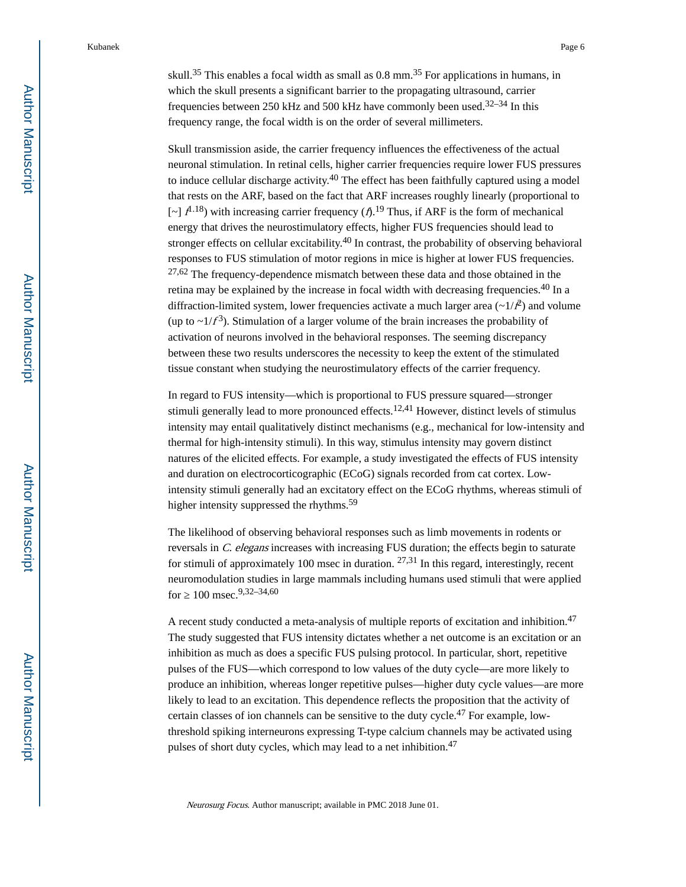skull.[35] This enables a focal width as small as 0.8 mm.[35] For applications in humans, in which the skull presents a significant barrier to the propagating ultrasound, carrier frequencies between 250 kHz and 500 kHz have commonly been used.[32–34] In this frequency range, the focal width is on the order of several millimeters.

Skull transmission aside, the carrier frequency influences the effectiveness of the actual neuronal stimulation. In retinal cells, higher carrier frequencies require lower FUS pressures to induce cellular discharge activity.[40] The effect has been faithfully captured using a model that rests on the ARF, based on the fact that ARF increases roughly linearly (proportional to [~] $f^{1.18}$) with increasing carrier frequency ($f$).[19] Thus, if ARF is the form of mechanical energy that drives the neurostimulatory effects, higher FUS frequencies should lead to stronger effects on cellular excitability.[40] In contrast, the probability of observing behavioral responses to FUS stimulation of motor regions in mice is higher at lower FUS frequencies.[27,62] The frequency-dependence mismatch between these data and those obtained in the retina may be explained by the increase in focal width with decreasing frequencies.[40] In a diffraction-limited system, lower frequencies activate a much larger area ($\sim 1/f^2$) and volume (up to $\sim 1/f^3$). Stimulation of a larger volume of the brain increases the probability of activation of neurons involved in the behavioral responses. The seeming discrepancy between these two results underscores the necessity to keep the extent of the stimulated tissue constant when studying the neurostimulatory effects of the carrier frequency.

In regard to FUS intensity—which is proportional to FUS pressure squared—stronger stimuli generally lead to more pronounced effects.[12,41] However, distinct levels of stimulus intensity may entail qualitatively distinct mechanisms (e.g., mechanical for low-intensity and thermal for high-intensity stimuli). In this way, stimulus intensity may govern distinct natures of the elicited effects. For example, a study investigated the effects of FUS intensity and duration on electrocorticographic (ECoG) signals recorded from cat cortex. Low-intensity stimuli generally had an excitatory effect on the ECoG rhythms, whereas stimuli of higher intensity suppressed the rhythms.[59]

The likelihood of observing behavioral responses such as limb movements in rodents or reversals in *C. elegans* increases with increasing FUS duration; the effects begin to saturate for stimuli of approximately 100 msec in duration.[27,31] In this regard, interestingly, recent neuromodulation studies in large mammals including humans used stimuli that were applied for ≥ 100 msec.[9,32–34,60]

A recent study conducted a meta-analysis of multiple reports of excitation and inhibition.[47] The study suggested that FUS intensity dictates whether a net outcome is an excitation or an inhibition as much as does a specific FUS pulsing protocol. In particular, short, repetitive pulses of the FUS—which correspond to low values of the duty cycle—are more likely to produce an inhibition, whereas longer repetitive pulses—higher duty cycle values—are more likely to lead to an excitation. This dependence reflects the proposition that the activity of certain classes of ion channels can be sensitive to the duty cycle.[47] For example, low-threshold spiking interneurons expressing T-type calcium channels may be activated using pulses of short duty cycles, which may lead to a net inhibition.[47]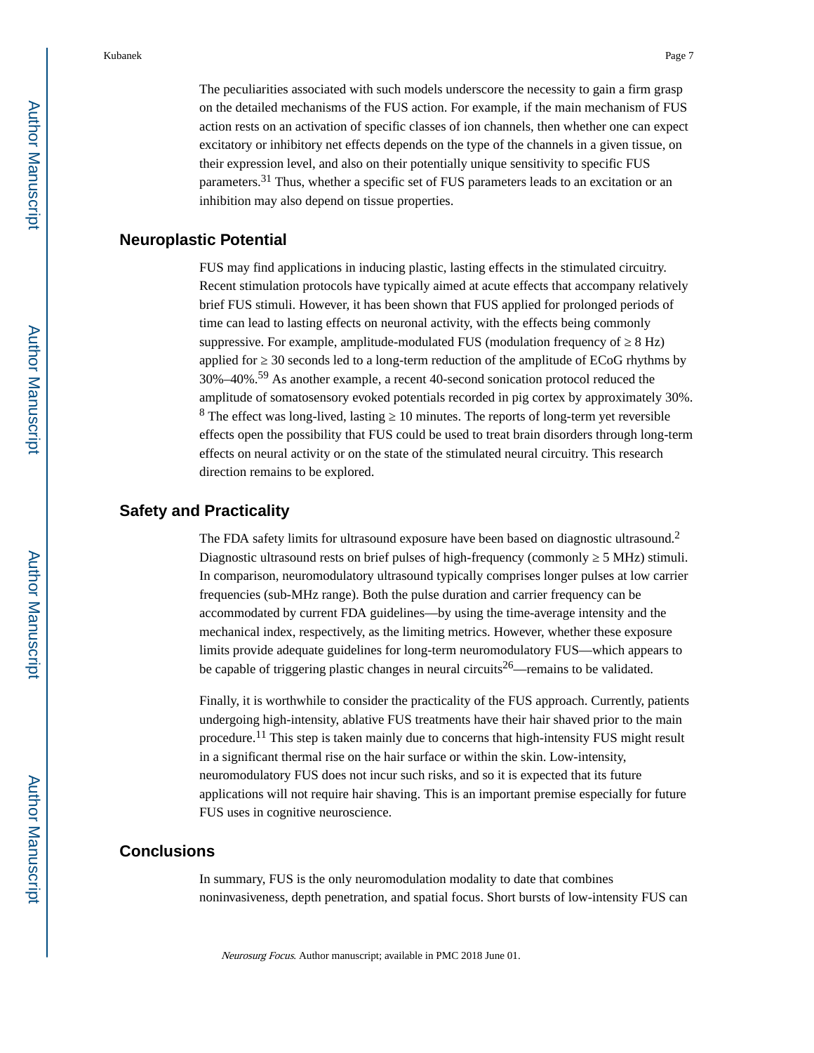The peculiarities associated with such models underscore the necessity to gain a firm grasp on the detailed mechanisms of the FUS action. For example, if the main mechanism of FUS action rests on an activation of specific classes of ion channels, then whether one can expect excitatory or inhibitory net effects depends on the type of the channels in a given tissue, on their expression level, and also on their potentially unique sensitivity to specific FUS parameters.[31] Thus, whether a specific set of FUS parameters leads to an excitation or an inhibition may also depend on tissue properties.

## Neuroplastic Potential

FUS may find applications in inducing plastic, lasting effects in the stimulated circuitry. Recent stimulation protocols have typically aimed at acute effects that accompany relatively brief FUS stimuli. However, it has been shown that FUS applied for prolonged periods of time can lead to lasting effects on neuronal activity, with the effects being commonly suppressive. For example, amplitude-modulated FUS (modulation frequency of ≥ 8 Hz) applied for ≥ 30 seconds led to a long-term reduction of the amplitude of ECoG rhythms by 30%–40%.[59] As another example, a recent 40-second sonication protocol reduced the amplitude of somatosensory evoked potentials recorded in pig cortex by approximately 30%.[8] The effect was long-lived, lasting ≥ 10 minutes. The reports of long-term yet reversible effects open the possibility that FUS could be used to treat brain disorders through long-term effects on neural activity or on the state of the stimulated neural circuitry. This research direction remains to be explored.

## Safety and Practicality

The FDA safety limits for ultrasound exposure have been based on diagnostic ultrasound.[2] Diagnostic ultrasound rests on brief pulses of high-frequency (commonly ≥ 5 MHz) stimuli. In comparison, neuromodulatory ultrasound typically comprises longer pulses at low carrier frequencies (sub-MHz range). Both the pulse duration and carrier frequency can be accommodated by current FDA guidelines—by using the time-average intensity and the mechanical index, respectively, as the limiting metrics. However, whether these exposure limits provide adequate guidelines for long-term neuromodulatory FUS—which appears to be capable of triggering plastic changes in neural circuits[26]—remains to be validated.

Finally, it is worthwhile to consider the practicality of the FUS approach. Currently, patients undergoing high-intensity, ablative FUS treatments have their hair shaved prior to the main procedure.[11] This step is taken mainly due to concerns that high-intensity FUS might result in a significant thermal rise on the hair surface or within the skin. Low-intensity, neuromodulatory FUS does not incur such risks, and so it is expected that its future applications will not require hair shaving. This is an important premise especially for future FUS uses in cognitive neuroscience.

## Conclusions

In summary, FUS is the only neuromodulation modality to date that combines noninvasiveness, depth penetration, and spatial focus. Short bursts of low-intensity FUS can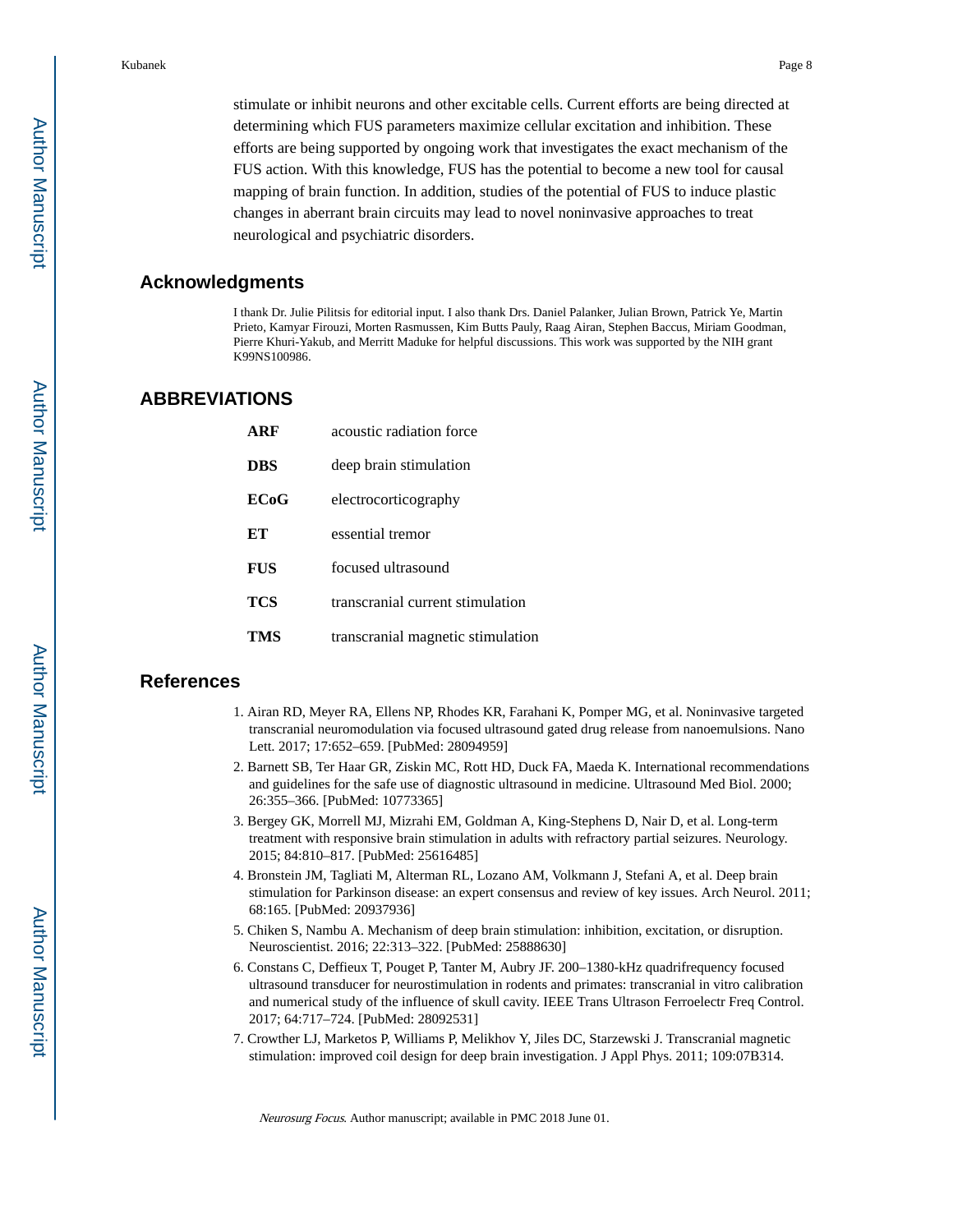stimulate or inhibit neurons and other excitable cells. Current efforts are being directed at determining which FUS parameters maximize cellular excitation and inhibition. These efforts are being supported by ongoing work that investigates the exact mechanism of the FUS action. With this knowledge, FUS has the potential to become a new tool for causal mapping of brain function. In addition, studies of the potential of FUS to induce plastic changes in aberrant brain circuits may lead to novel noninvasive approaches to treat neurological and psychiatric disorders.

## Acknowledgments

I thank Dr. Julie Pilitsis for editorial input. I also thank Drs. Daniel Palanker, Julian Brown, Patrick Ye, Martin Prieto, Kamyar Firouzi, Morten Rasmussen, Kim Butts Pauly, Raag Airan, Stephen Baccus, Miriam Goodman, Pierre Khuri-Yakub, and Merritt Maduke for helpful discussions. This work was supported by the NIH grant K99NS100986.

## ABBREVIATIONS

| | |
|---|---|
| **ARF** | acoustic radiation force |
| **DBS** | deep brain stimulation |
| **ECoG** | electrocorticography |
| **ET** | essential tremor |
| **FUS** | focused ultrasound |
| **TCS** | transcranial current stimulation |
| **TMS** | transcranial magnetic stimulation |

## References

1. Airan RD, Meyer RA, Ellens NP, Rhodes KR, Farahani K, Pomper MG, et al. Noninvasive targeted transcranial neuromodulation via focused ultrasound gated drug release from nanoemulsions. Nano Lett. 2017; 17:652–659. [PubMed: 28094959]
2. Barnett SB, Ter Haar GR, Ziskin MC, Rott HD, Duck FA, Maeda K. International recommendations and guidelines for the safe use of diagnostic ultrasound in medicine. Ultrasound Med Biol. 2000; 26:355–366. [PubMed: 10773365]
3. Bergey GK, Morrell MJ, Mizrahi EM, Goldman A, King-Stephens D, Nair D, et al. Long-term treatment with responsive brain stimulation in adults with refractory partial seizures. Neurology. 2015; 84:810–817. [PubMed: 25616485]
4. Bronstein JM, Tagliati M, Alterman RL, Lozano AM, Volkmann J, Stefani A, et al. Deep brain stimulation for Parkinson disease: an expert consensus and review of key issues. Arch Neurol. 2011; 68:165. [PubMed: 20937936]
5. Chiken S, Nambu A. Mechanism of deep brain stimulation: inhibition, excitation, or disruption. Neuroscientist. 2016; 22:313–322. [PubMed: 25888630]
6. Constans C, Deffieux T, Pouget P, Tanter M, Aubry JF. 200–1380-kHz quadrifrequency focused ultrasound transducer for neurostimulation in rodents and primates: transcranial in vitro calibration and numerical study of the influence of skull cavity. IEEE Trans Ultrason Ferroelectr Freq Control. 2017; 64:717–724. [PubMed: 28092531]
7. Crowther LJ, Marketos P, Williams P, Melikhov Y, Jiles DC, Starzewski J. Transcranial magnetic stimulation: improved coil design for deep brain investigation. J Appl Phys. 2011; 109:07B314.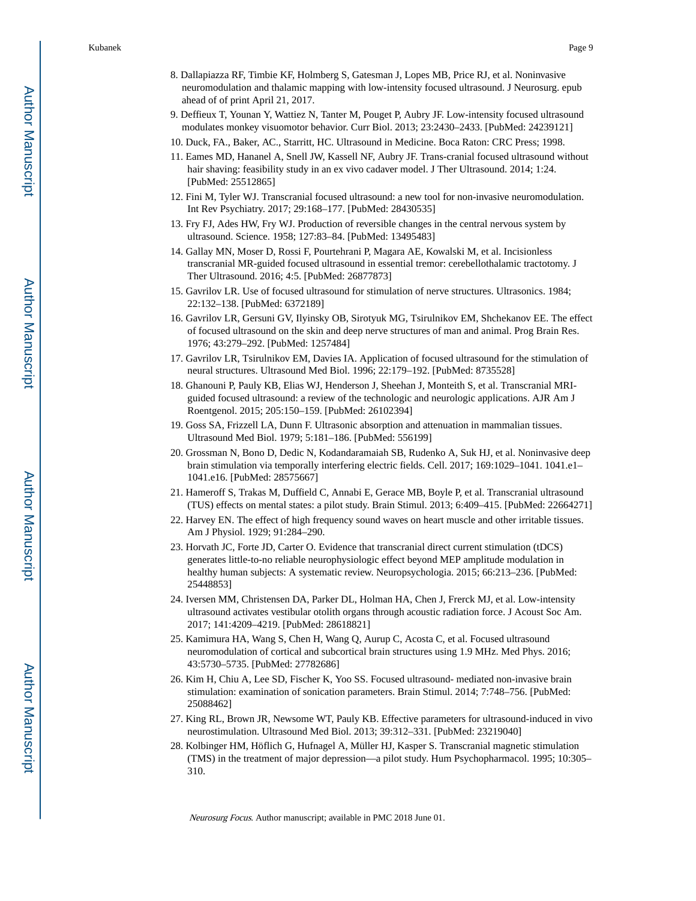8. Dallapiazza RF, Timbie KF, Holmberg S, Gatesman J, Lopes MB, Price RJ, et al. Noninvasive neuromodulation and thalamic mapping with low-intensity focused ultrasound. J Neurosurg. epub ahead of of print April 21, 2017.
9. Deffieux T, Younan Y, Wattiez N, Tanter M, Pouget P, Aubry JF. Low-intensity focused ultrasound modulates monkey visuomotor behavior. Curr Biol. 2013; 23:2430–2433. [PubMed: 24239121]
10. Duck, FA., Baker, AC., Starritt, HC. Ultrasound in Medicine. Boca Raton: CRC Press; 1998.
11. Eames MD, Hananel A, Snell JW, Kassell NF, Aubry JF. Trans-cranial focused ultrasound without hair shaving: feasibility study in an ex vivo cadaver model. J Ther Ultrasound. 2014; 1:24. [PubMed: 25512865]
12. Fini M, Tyler WJ. Transcranial focused ultrasound: a new tool for non-invasive neuromodulation. Int Rev Psychiatry. 2017; 29:168–177. [PubMed: 28430535]
13. Fry FJ, Ades HW, Fry WJ. Production of reversible changes in the central nervous system by ultrasound. Science. 1958; 127:83–84. [PubMed: 13495483]
14. Gallay MN, Moser D, Rossi F, Pourtehrani P, Magara AE, Kowalski M, et al. Incisionless transcranial MR-guided focused ultrasound in essential tremor: cerebellothalamic tractotomy. J Ther Ultrasound. 2016; 4:5. [PubMed: 26877873]
15. Gavrilov LR. Use of focused ultrasound for stimulation of nerve structures. Ultrasonics. 1984; 22:132–138. [PubMed: 6372189]
16. Gavrilov LR, Gersuni GV, Ilyinsky OB, Sirotyuk MG, Tsirulnikov EM, Shchekanov EE. The effect of focused ultrasound on the skin and deep nerve structures of man and animal. Prog Brain Res. 1976; 43:279–292. [PubMed: 1257484]
17. Gavrilov LR, Tsirulnikov EM, Davies IA. Application of focused ultrasound for the stimulation of neural structures. Ultrasound Med Biol. 1996; 22:179–192. [PubMed: 8735528]
18. Ghanouni P, Pauly KB, Elias WJ, Henderson J, Sheehan J, Monteith S, et al. Transcranial MRI-guided focused ultrasound: a review of the technologic and neurologic applications. AJR Am J Roentgenol. 2015; 205:150–159. [PubMed: 26102394]
19. Goss SA, Frizzell LA, Dunn F. Ultrasonic absorption and attenuation in mammalian tissues. Ultrasound Med Biol. 1979; 5:181–186. [PubMed: 556199]
20. Grossman N, Bono D, Dedic N, Kodandaramaiah SB, Rudenko A, Suk HJ, et al. Noninvasive deep brain stimulation via temporally interfering electric fields. Cell. 2017; 169:1029–1041. 1041.e1–1041.e16. [PubMed: 28575667]
21. Hameroff S, Trakas M, Duffield C, Annabi E, Gerace MB, Boyle P, et al. Transcranial ultrasound (TUS) effects on mental states: a pilot study. Brain Stimul. 2013; 6:409–415. [PubMed: 22664271]
22. Harvey EN. The effect of high frequency sound waves on heart muscle and other irritable tissues. Am J Physiol. 1929; 91:284–290.
23. Horvath JC, Forte JD, Carter O. Evidence that transcranial direct current stimulation (tDCS) generates little-to-no reliable neurophysiologic effect beyond MEP amplitude modulation in healthy human subjects: A systematic review. Neuropsychologia. 2015; 66:213–236. [PubMed: 25448853]
24. Iversen MM, Christensen DA, Parker DL, Holman HA, Chen J, Frerck MJ, et al. Low-intensity ultrasound activates vestibular otolith organs through acoustic radiation force. J Acoust Soc Am. 2017; 141:4209–4219. [PubMed: 28618821]
25. Kamimura HA, Wang S, Chen H, Wang Q, Aurup C, Acosta C, et al. Focused ultrasound neuromodulation of cortical and subcortical brain structures using 1.9 MHz. Med Phys. 2016; 43:5730–5735. [PubMed: 27782686]
26. Kim H, Chiu A, Lee SD, Fischer K, Yoo SS. Focused ultrasound- mediated non-invasive brain stimulation: examination of sonication parameters. Brain Stimul. 2014; 7:748–756. [PubMed: 25088462]
27. King RL, Brown JR, Newsome WT, Pauly KB. Effective parameters for ultrasound-induced in vivo neurostimulation. Ultrasound Med Biol. 2013; 39:312–331. [PubMed: 23219040]
28. Kolbinger HM, Höflich G, Hufnagel A, Müller HJ, Kasper S. Transcranial magnetic stimulation (TMS) in the treatment of major depression—a pilot study. Hum Psychopharmacol. 1995; 10:305–310.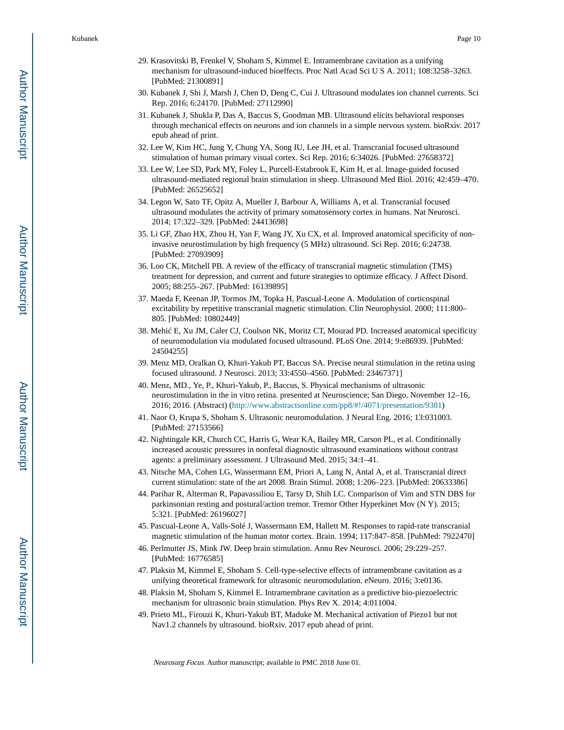29. Krasovitski B, Frenkel V, Shoham S, Kimmel E. Intramembrane cavitation as a unifying mechanism for ultrasound-induced bioeffects. Proc Natl Acad Sci U S A. 2011; 108:3258–3263. [PubMed: 21300891]
30. Kubanek J, Shi J, Marsh J, Chen D, Deng C, Cui J. Ultrasound modulates ion channel currents. Sci Rep. 2016; 6:24170. [PubMed: 27112990]
31. Kubanek J, Shukla P, Das A, Baccus S, Goodman MB. Ultrasound elicits behavioral responses through mechanical effects on neurons and ion channels in a simple nervous system. bioRxiv. 2017 epub ahead of print.
32. Lee W, Kim HC, Jung Y, Chung YA, Song IU, Lee JH, et al. Transcranial focused ultrasound stimulation of human primary visual cortex. Sci Rep. 2016; 6:34026. [PubMed: 27658372]
33. Lee W, Lee SD, Park MY, Foley L, Purcell-Estabrook E, Kim H, et al. Image-guided focused ultrasound-mediated regional brain stimulation in sheep. Ultrasound Med Biol. 2016; 42:459–470. [PubMed: 26525652]
34. Legon W, Sato TF, Opitz A, Mueller J, Barbour A, Williams A, et al. Transcranial focused ultrasound modulates the activity of primary somatosensory cortex in humans. Nat Neurosci. 2014; 17:322–329. [PubMed: 24413698]
35. Li GF, Zhao HX, Zhou H, Yan F, Wang JY, Xu CX, et al. Improved anatomical specificity of non-invasive neurostimulation by high frequency (5 MHz) ultrasound. Sci Rep. 2016; 6:24738. [PubMed: 27093909]
36. Loo CK, Mitchell PB. A review of the efficacy of transcranial magnetic stimulation (TMS) treatment for depression, and current and future strategies to optimize efficacy. J Affect Disord. 2005; 88:255–267. [PubMed: 16139895]
37. Maeda F, Keenan JP, Tormos JM, Topka H, Pascual-Leone A. Modulation of corticospinal excitability by repetitive transcranial magnetic stimulation. Clin Neurophysiol. 2000; 111:800–805. [PubMed: 10802449]
38. Mehić E, Xu JM, Caler CJ, Coulson NK, Moritz CT, Mourad PD. Increased anatomical specificity of neuromodulation via modulated focused ultrasound. PLoS One. 2014; 9:e86939. [PubMed: 24504255]
39. Menz MD, Oralkan O, Khuri-Yakub PT, Baccus SA. Precise neural stimulation in the retina using focused ultrasound. J Neurosci. 2013; 33:4550–4560. [PubMed: 23467371]
40. Menz, MD., Ye, P., Khuri-Yakub, P., Baccus, S. Physical mechanisms of ultrasonic neurostimulation in the in vitro retina. presented at Neuroscience; San Diego. November 12–16, 2016; 2016. (Abstract) (http://www.abstractsonline.com/pp8/#!/4071/presentation/9381)
41. Naor O, Krupa S, Shoham S. Ultrasonic neuromodulation. J Neural Eng. 2016; 13:031003. [PubMed: 27153566]
42. Nightingale KR, Church CC, Harris G, Wear KA, Bailey MR, Carson PL, et al. Conditionally increased acoustic pressures in nonfetal diagnostic ultrasound examinations without contrast agents: a preliminary assessment. J Ultrasound Med. 2015; 34:1–41.
43. Nitsche MA, Cohen LG, Wassermann EM, Priori A, Lang N, Antal A, et al. Transcranial direct current stimulation: state of the art 2008. Brain Stimul. 2008; 1:206–223. [PubMed: 20633386]
44. Parihar R, Alterman R, Papavassiliou E, Tarsy D, Shih LC. Comparison of Vim and STN DBS for parkinsonian resting and postural/action tremor. Tremor Other Hyperkinet Mov (N Y). 2015; 5:321. [PubMed: 26196027]
45. Pascual-Leone A, Valls-Solé J, Wassermann EM, Hallett M. Responses to rapid-rate transcranial magnetic stimulation of the human motor cortex. Brain. 1994; 117:847–858. [PubMed: 7922470]
46. Perlmutter JS, Mink JW. Deep brain stimulation. Annu Rev Neurosci. 2006; 29:229–257. [PubMed: 16776585]
47. Plaksin M, Kimmel E, Shoham S. Cell-type-selective effects of intramembrane cavitation as a unifying theoretical framework for ultrasonic neuromodulation. eNeuro. 2016; 3:e0136.
48. Plaksin M, Shoham S, Kimmel E. Intramembrane cavitation as a predictive bio-piezoelectric mechanism for ultrasonic brain stimulation. Phys Rev X. 2014; 4:011004.
49. Prieto ML, Firouzi K, Khuri-Yakub BT, Maduke M. Mechanical activation of Piezo1 but not Nav1.2 channels by ultrasound. bioRxiv. 2017 epub ahead of print.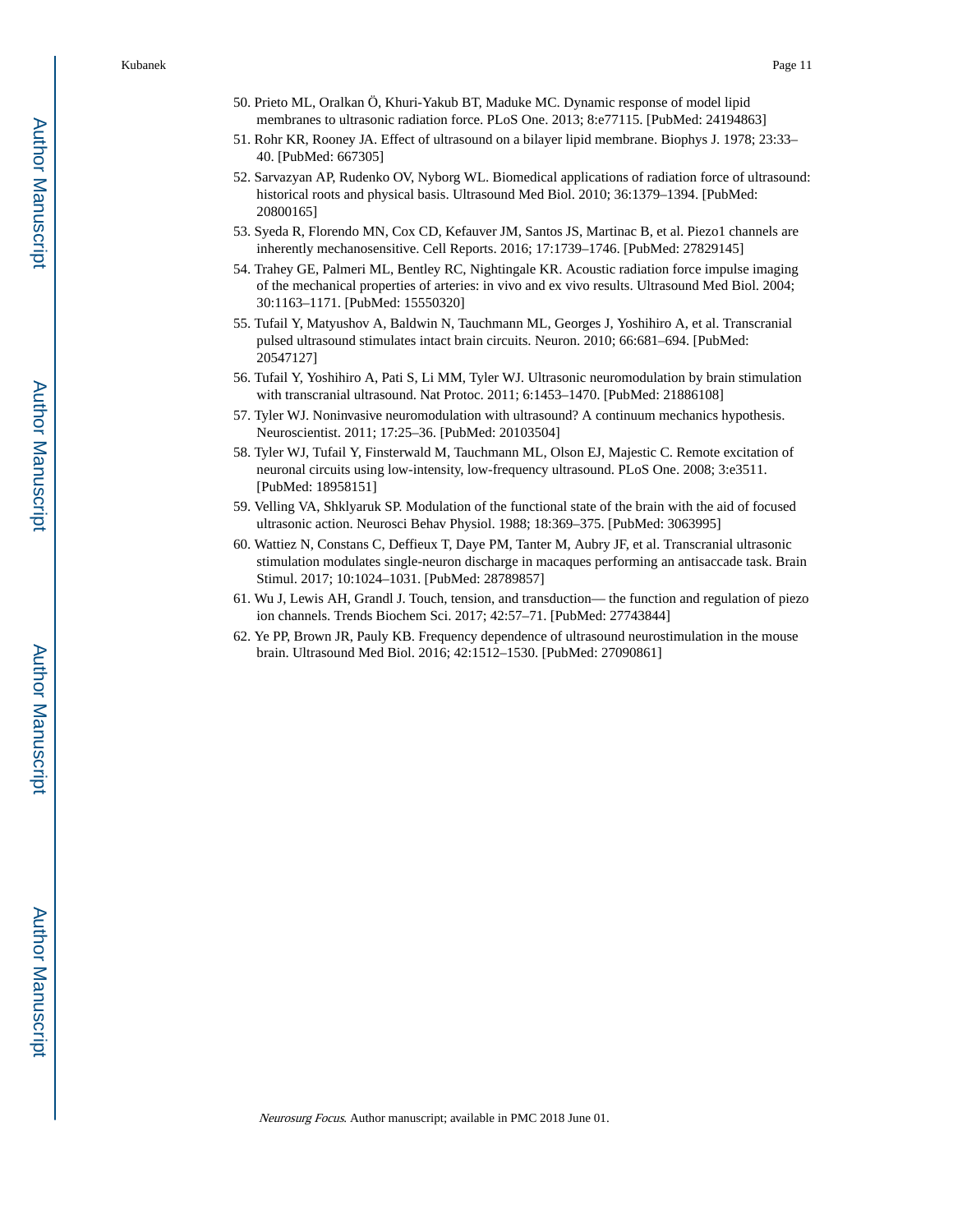50. Prieto ML, Oralkan Ö, Khuri-Yakub BT, Maduke MC. Dynamic response of model lipid membranes to ultrasonic radiation force. PLoS One. 2013; 8:e77115. [PubMed: 24194863]
51. Rohr KR, Rooney JA. Effect of ultrasound on a bilayer lipid membrane. Biophys J. 1978; 23:33–40. [PubMed: 667305]
52. Sarvazyan AP, Rudenko OV, Nyborg WL. Biomedical applications of radiation force of ultrasound: historical roots and physical basis. Ultrasound Med Biol. 2010; 36:1379–1394. [PubMed: 20800165]
53. Syeda R, Florendo MN, Cox CD, Kefauver JM, Santos JS, Martinac B, et al. Piezo1 channels are inherently mechanosensitive. Cell Reports. 2016; 17:1739–1746. [PubMed: 27829145]
54. Trahey GE, Palmeri ML, Bentley RC, Nightingale KR. Acoustic radiation force impulse imaging of the mechanical properties of arteries: in vivo and ex vivo results. Ultrasound Med Biol. 2004; 30:1163–1171. [PubMed: 15550320]
55. Tufail Y, Matyushov A, Baldwin N, Tauchmann ML, Georges J, Yoshihiro A, et al. Transcranial pulsed ultrasound stimulates intact brain circuits. Neuron. 2010; 66:681–694. [PubMed: 20547127]
56. Tufail Y, Yoshihiro A, Pati S, Li MM, Tyler WJ. Ultrasonic neuromodulation by brain stimulation with transcranial ultrasound. Nat Protoc. 2011; 6:1453–1470. [PubMed: 21886108]
57. Tyler WJ. Noninvasive neuromodulation with ultrasound? A continuum mechanics hypothesis. Neuroscientist. 2011; 17:25–36. [PubMed: 20103504]
58. Tyler WJ, Tufail Y, Finsterwald M, Tauchmann ML, Olson EJ, Majestic C. Remote excitation of neuronal circuits using low-intensity, low-frequency ultrasound. PLoS One. 2008; 3:e3511. [PubMed: 18958151]
59. Velling VA, Shklyaruk SP. Modulation of the functional state of the brain with the aid of focused ultrasonic action. Neurosci Behav Physiol. 1988; 18:369–375. [PubMed: 3063995]
60. Wattiez N, Constans C, Deffieux T, Daye PM, Tanter M, Aubry JF, et al. Transcranial ultrasonic stimulation modulates single-neuron discharge in macaques performing an antisaccade task. Brain Stimul. 2017; 10:1024–1031. [PubMed: 28789857]
61. Wu J, Lewis AH, Grandl J. Touch, tension, and transduction— the function and regulation of piezo ion channels. Trends Biochem Sci. 2017; 42:57–71. [PubMed: 27743844]
62. Ye PP, Brown JR, Pauly KB. Frequency dependence of ultrasound neurostimulation in the mouse brain. Ultrasound Med Biol. 2016; 42:1512–1530. [PubMed: 27090861]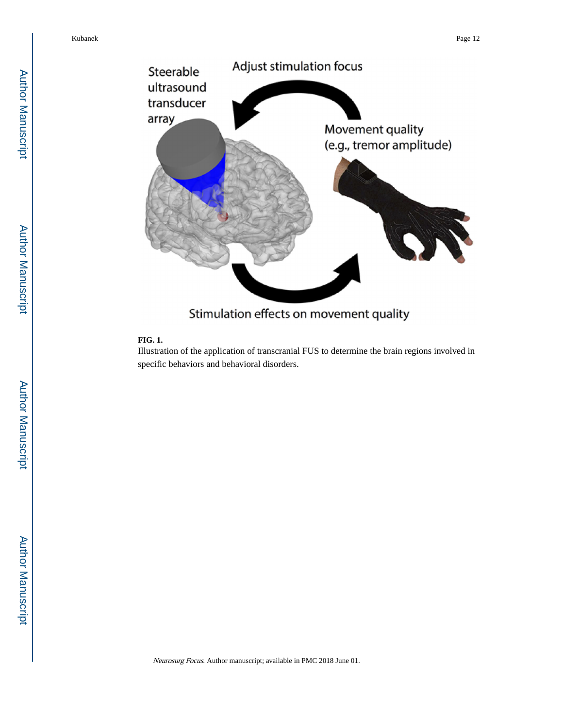Steerable ultrasound transducer array

Adjust stimulation focus

Movement quality (e.g., tremor amplitude)

Stimulation effects on movement quality

**FIG. 1.**

Illustration of the application of transcranial FUS to determine the brain regions involved in specific behaviors and behavioral disorders.